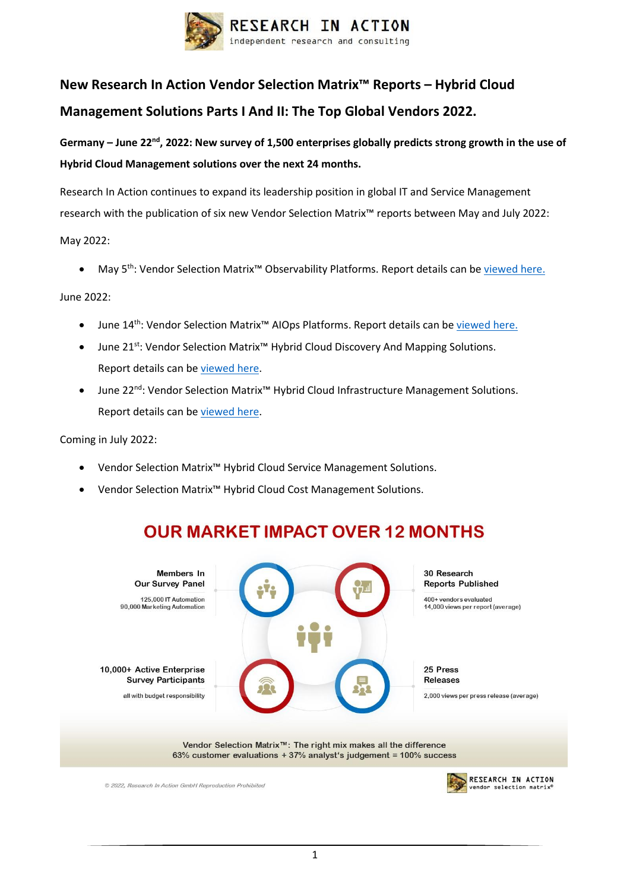RESEARCH IN ACTION
independent research and consulting

# New Research In Action Vendor Selection Matrix™ Reports – Hybrid Cloud Management Solutions Parts I And II: The Top Global Vendors 2022.

**Germany – June 22nd, 2022: New survey of 1,500 enterprises globally predicts strong growth in the use of Hybrid Cloud Management solutions over the next 24 months.**

Research In Action continues to expand its leadership position in global IT and Service Management research with the publication of six new Vendor Selection Matrix™ reports between May and July 2022:

May 2022:

- May 5th: Vendor Selection Matrix™ Observability Platforms. Report details can be viewed here.

June 2022:

- June 14th: Vendor Selection Matrix™ AIOps Platforms. Report details can be viewed here.
- June 21st: Vendor Selection Matrix™ Hybrid Cloud Discovery And Mapping Solutions. Report details can be viewed here.
- June 22nd: Vendor Selection Matrix™ Hybrid Cloud Infrastructure Management Solutions. Report details can be viewed here.

Coming in July 2022:

- Vendor Selection Matrix™ Hybrid Cloud Service Management Solutions.
- Vendor Selection Matrix™ Hybrid Cloud Cost Management Solutions.

## OUR MARKET IMPACT OVER 12 MONTHS

**Members In Our Survey Panel**
125,000 IT Automation
90,000 Marketing Automation

**30 Research Reports Published**
400+ vendors evaluated
14,000 views per report (average)

**10,000+ Active Enterprise Survey Participants**
all with budget responsibility

**25 Press Releases**
2,000 views per press release (average)

Vendor Selection Matrix™: The right mix makes all the difference
63% customer evaluations + 37% analyst's judgement = 100% success

© 2022, Research In Action GmbH Reproduction Prohibited

RESEARCH IN ACTION vendor selection matrix®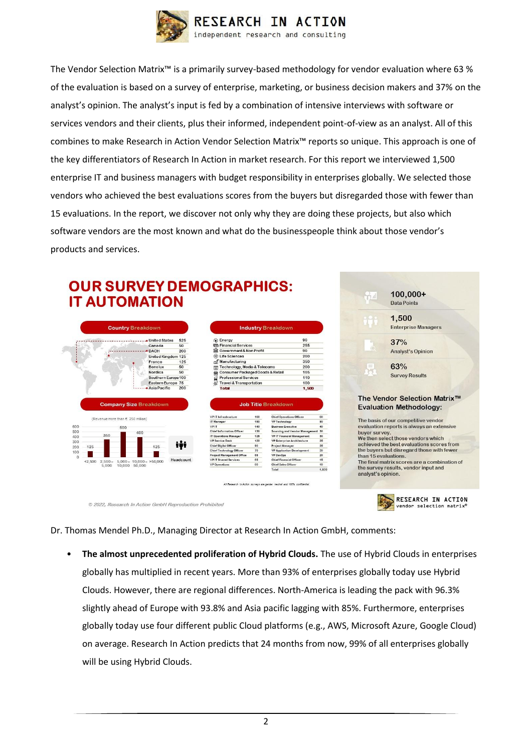The Vendor Selection Matrix™ is a primarily survey-based methodology for vendor evaluation where 63 % of the evaluation is based on a survey of enterprise, marketing, or business decision makers and 37% on the analyst's opinion. The analyst's input is fed by a combination of intensive interviews with software or services vendors and their clients, plus their informed, independent point-of-view as an analyst. All of this combines to make Research in Action Vendor Selection Matrix™ reports so unique. This approach is one of the key differentiators of Research In Action in market research. For this report we interviewed 1,500 enterprise IT and business managers with budget responsibility in enterprises globally. We selected those vendors who achieved the best evaluations scores from the buyers but disregarded those with fewer than 15 evaluations. In the report, we discover not only why they are doing these projects, but also which software vendors are the most known and what do the businesspeople think about those vendor's products and services.

## OUR SURVEY DEMOGRAPHICS: IT AUTOMATION

**Country Breakdown**

| Country | Count |
|---|---|
| United States | 525 |
| Canada | 50 |
| DACH | 200 |
| United Kingdom | 125 |
| France | 125 |
| Benelux | 50 |
| Nordics | 50 |
| Southern Europe | 100 |
| Eastern Europe | 75 |
| Asia Pacific | 200 |

**Industry Breakdown**

| Industry | Count |
|---|---|
| Energy | 90 |
| Financial Services | 255 |
| Government & Non Profit | 90 |
| Life Sciences | 200 |
| Manufacturing | 350 |
| Technology, Media & Telecoms | 200 |
| Consumer Packaged Goods & Retail | 105 |
| Professional Services | 110 |
| Travel & Transportation | 100 |
| Total | 1,500 |

**Company Size Breakdown**

(Revenue more than € 250 million)

| Headcount | Count |
|---|---|
| <2,500 | 125 |
| 2,500–5,000 | 350 |
| 5,000–10,000 | 500 |
| 10,000–50,000 | 400 |
| >50,000 | 125 |

**Job Title Breakdown**

| Job Title | Count | Job Title | Count |
|---|---|---|---|
| VP IT Infrastructure | 160 | Chief Operations Officer | 60 |
| IT Manager | 150 | VP Technology | 50 |
| VP IT | 140 | Business Executive | 40 |
| Chief Information Officer | 130 | Sourcing and Vendor Management | 30 |
| IT Operations Manager | 125 | VP IT Financial Management | 30 |
| VP Service Desk | 100 | VP Enterprise Architecture | 25 |
| Chief Digital Officer | 90 | Project Manager | 25 |
| Chief Technology Officer | 70 | VP Application Development | 20 |
| Project Management Office | 65 | VP DevOps | 20 |
| VP IT Shared Services | 65 | Chief Financial Officer | 15 |
| VP Operations | 60 | Chief Sales Officer | 10 |
| | | Total | 1,500 |

*All Research In Action surveys are gender neutral and 100% confidential.*

- **100,000+** Data Points
- **1,500** Enterprise Managers
- **37%** Analyst's Opinion
- **63%** Survey Results

**The Vendor Selection Matrix™ Evaluation Methodology:**

The basis of our competitive vendor evaluation reports is always an extensive buyer survey.
We then select those vendors which achieved the best evaluations scores from the buyers but disregard those with fewer than 15 evaluations.
The final matrix scores are a combination of the survey results, vendor input and analyst's opinion.

© 2022, Research In Action GmbH Reproduction Prohibited

Dr. Thomas Mendel Ph.D., Managing Director at Research In Action GmbH, comments:

- **The almost unprecedented proliferation of Hybrid Clouds.** The use of Hybrid Clouds in enterprises globally has multiplied in recent years. More than 93% of enterprises globally today use Hybrid Clouds. However, there are regional differences. North-America is leading the pack with 96.3% slightly ahead of Europe with 93.8% and Asia pacific lagging with 85%. Furthermore, enterprises globally today use four different public Cloud platforms (e.g., AWS, Microsoft Azure, Google Cloud) on average. Research In Action predicts that 24 months from now, 99% of all enterprises globally will be using Hybrid Clouds.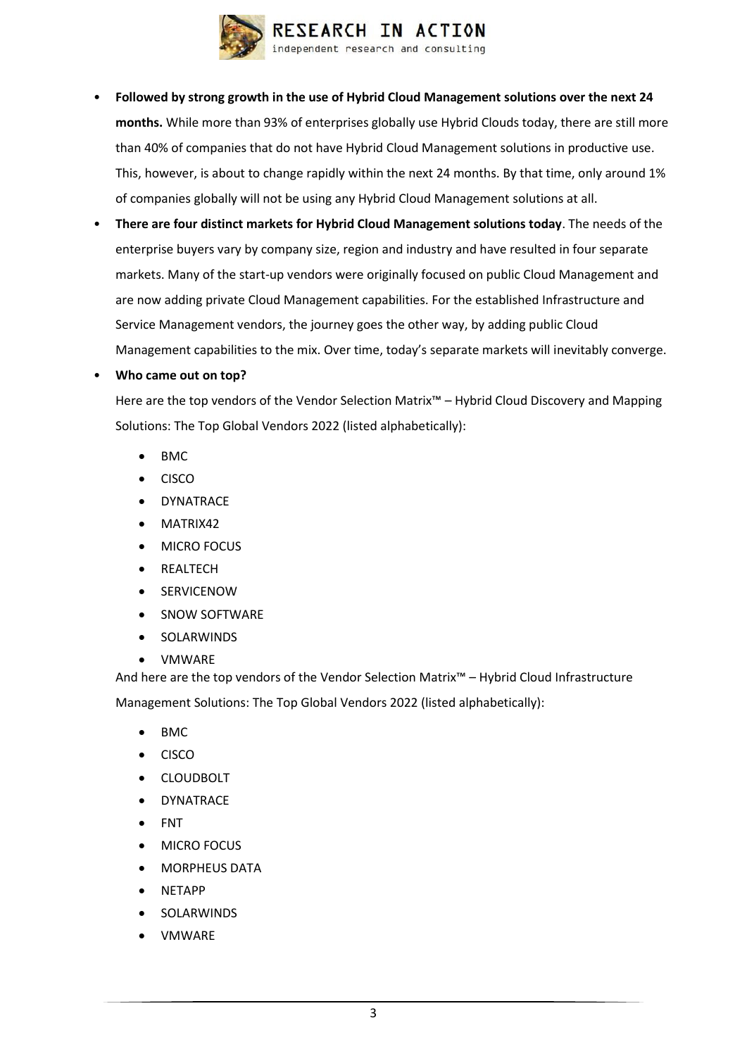- **Followed by strong growth in the use of Hybrid Cloud Management solutions over the next 24 months.** While more than 93% of enterprises globally use Hybrid Clouds today, there are still more than 40% of companies that do not have Hybrid Cloud Management solutions in productive use. This, however, is about to change rapidly within the next 24 months. By that time, only around 1% of companies globally will not be using any Hybrid Cloud Management solutions at all.
- **There are four distinct markets for Hybrid Cloud Management solutions today**. The needs of the enterprise buyers vary by company size, region and industry and have resulted in four separate markets. Many of the start-up vendors were originally focused on public Cloud Management and are now adding private Cloud Management capabilities. For the established Infrastructure and Service Management vendors, the journey goes the other way, by adding public Cloud Management capabilities to the mix. Over time, today's separate markets will inevitably converge.
- **Who came out on top?**

  Here are the top vendors of the Vendor Selection Matrix™ – Hybrid Cloud Discovery and Mapping Solutions: The Top Global Vendors 2022 (listed alphabetically):

  - BMC
  - CISCO
  - DYNATRACE
  - MATRIX42
  - MICRO FOCUS
  - REALTECH
  - SERVICENOW
  - SNOW SOFTWARE
  - SOLARWINDS
  - VMWARE

  And here are the top vendors of the Vendor Selection Matrix™ – Hybrid Cloud Infrastructure Management Solutions: The Top Global Vendors 2022 (listed alphabetically):

  - BMC
  - CISCO
  - CLOUDBOLT
  - DYNATRACE
  - FNT
  - MICRO FOCUS
  - MORPHEUS DATA
  - NETAPP
  - SOLARWINDS
  - VMWARE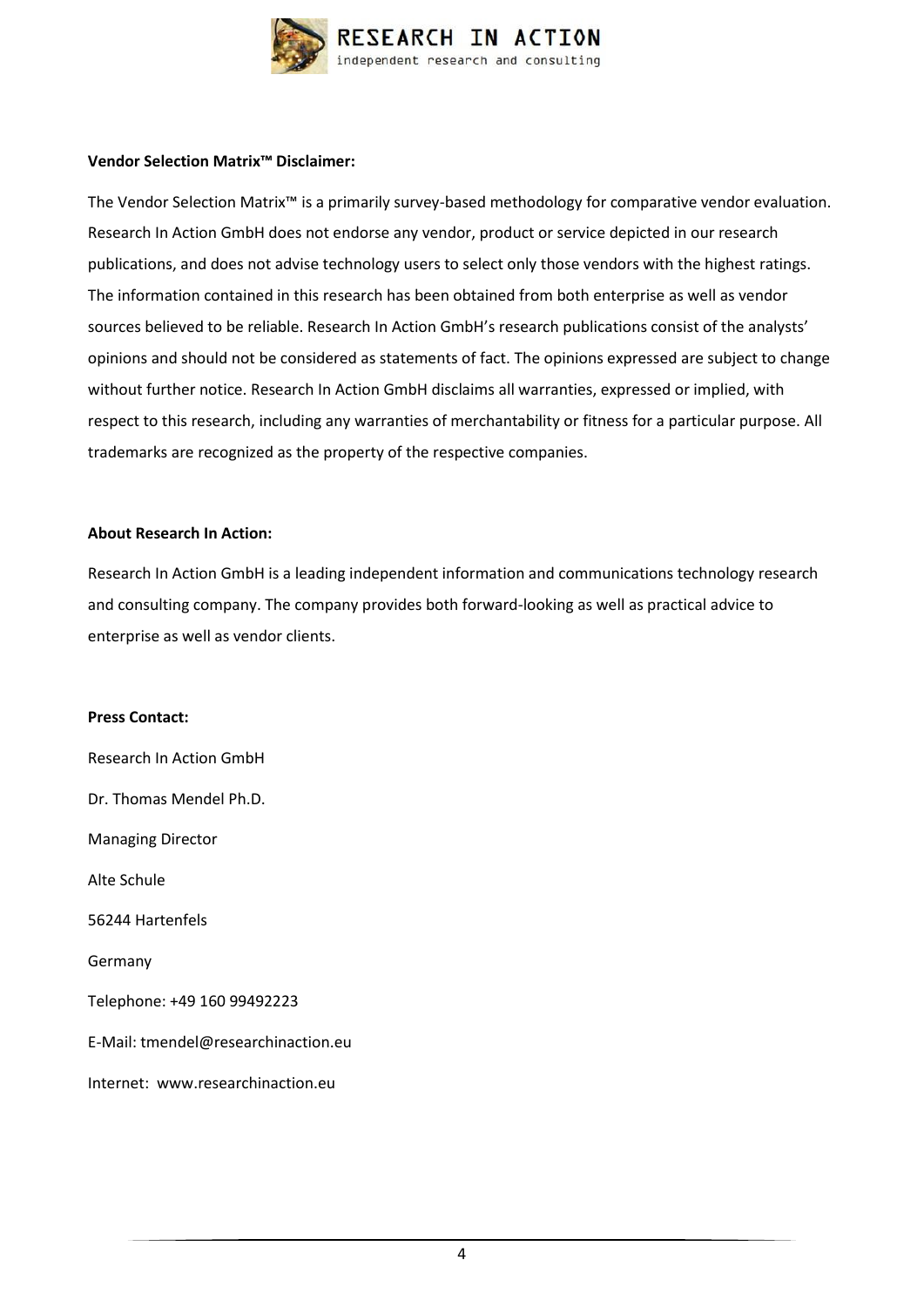**Vendor Selection Matrix™ Disclaimer:**

The Vendor Selection Matrix™ is a primarily survey-based methodology for comparative vendor evaluation. Research In Action GmbH does not endorse any vendor, product or service depicted in our research publications, and does not advise technology users to select only those vendors with the highest ratings. The information contained in this research has been obtained from both enterprise as well as vendor sources believed to be reliable. Research In Action GmbH's research publications consist of the analysts' opinions and should not be considered as statements of fact. The opinions expressed are subject to change without further notice. Research In Action GmbH disclaims all warranties, expressed or implied, with respect to this research, including any warranties of merchantability or fitness for a particular purpose. All trademarks are recognized as the property of the respective companies.

**About Research In Action:**

Research In Action GmbH is a leading independent information and communications technology research and consulting company. The company provides both forward-looking as well as practical advice to enterprise as well as vendor clients.

**Press Contact:**

Research In Action GmbH

Dr. Thomas Mendel Ph.D.

Managing Director

Alte Schule

56244 Hartenfels

Germany

Telephone: +49 160 99492223

E-Mail: tmendel@researchinaction.eu

Internet: www.researchinaction.eu